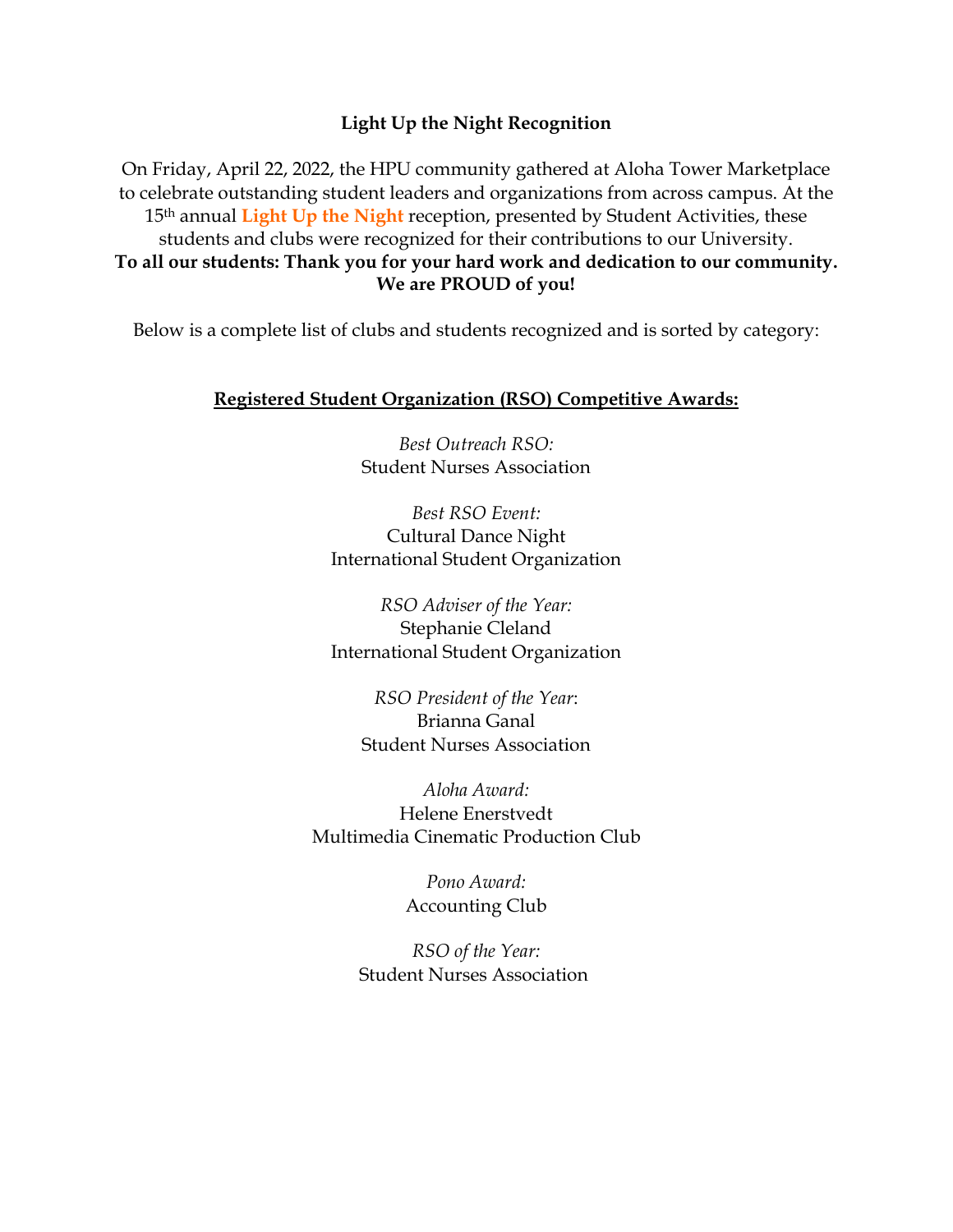# Light Up the Night Recognition

On Friday, April 22, 2022, the HPU community gathered at Aloha Tower Marketplace to celebrate outstanding student leaders and organizations from across campus. At the 15th annual **Light Up the Night** reception, presented by Student Activities, these students and clubs were recognized for their contributions to our University.

**To all our students: Thank you for your hard work and dedication to our community. We are PROUD of you!**

Below is a complete list of clubs and students recognized and is sorted by category:

## Registered Student Organization (RSO) Competitive Awards:

*Best Outreach RSO:*
Student Nurses Association

*Best RSO Event:*
Cultural Dance Night
International Student Organization

*RSO Adviser of the Year:*
Stephanie Cleland
International Student Organization

*RSO President of the Year*:
Brianna Ganal
Student Nurses Association

*Aloha Award:*
Helene Enerstvedt
Multimedia Cinematic Production Club

*Pono Award:*
Accounting Club

*RSO of the Year:*
Student Nurses Association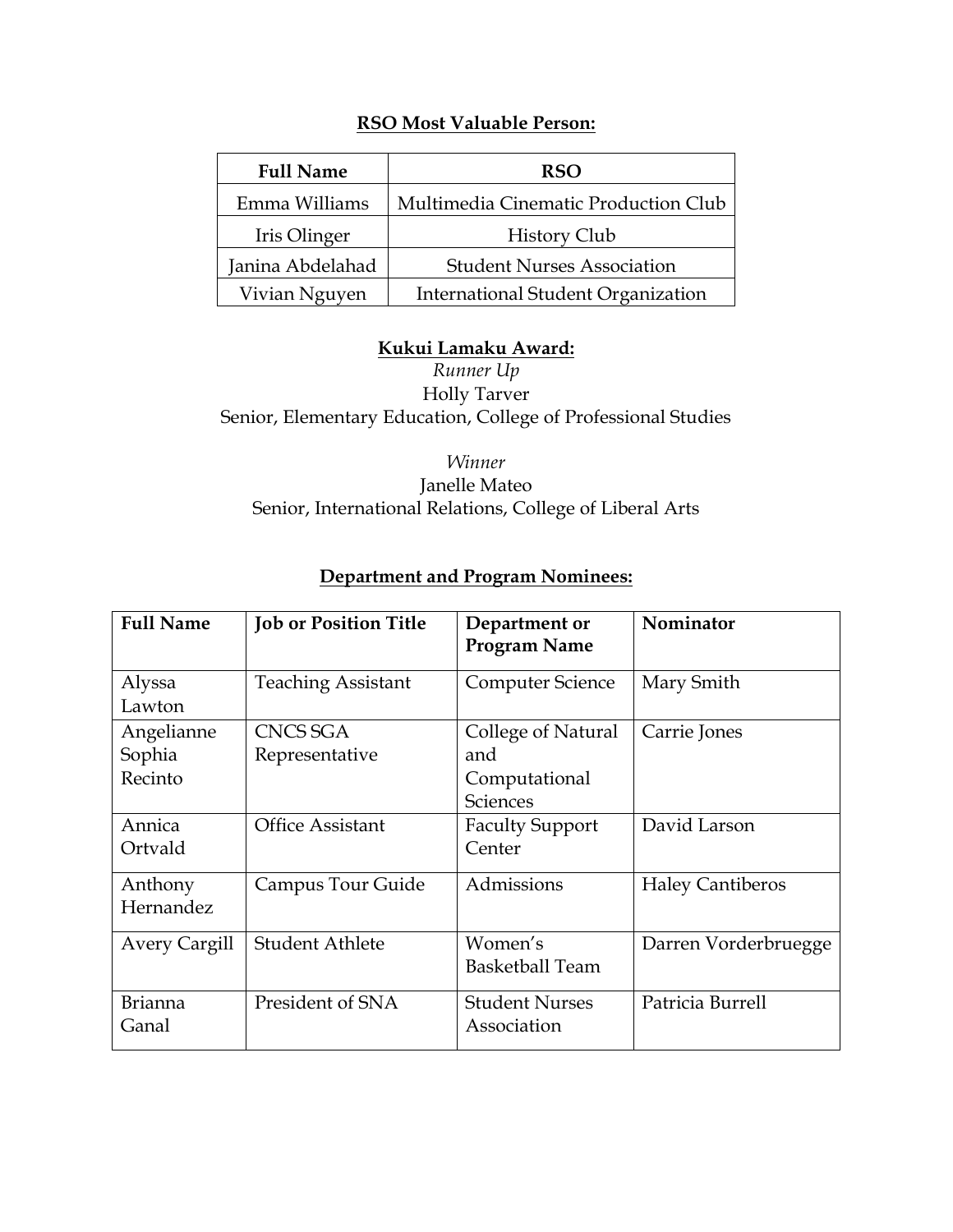## RSO Most Valuable Person:

| Full Name | RSO |
|---|---|
| Emma Williams | Multimedia Cinematic Production Club |
| Iris Olinger | History Club |
| Janina Abdelahad | Student Nurses Association |
| Vivian Nguyen | International Student Organization |

## Kukui Lamaku Award:

*Runner Up*
Holly Tarver
Senior, Elementary Education, College of Professional Studies

*Winner*
Janelle Mateo
Senior, International Relations, College of Liberal Arts

## Department and Program Nominees:

| Full Name | Job or Position Title | Department or Program Name | Nominator |
|---|---|---|---|
| Alyssa Lawton | Teaching Assistant | Computer Science | Mary Smith |
| Angelianne Sophia Recinto | CNCS SGA Representative | College of Natural and Computational Sciences | Carrie Jones |
| Annica Ortvald | Office Assistant | Faculty Support Center | David Larson |
| Anthony Hernandez | Campus Tour Guide | Admissions | Haley Cantiberos |
| Avery Cargill | Student Athlete | Women's Basketball Team | Darren Vorderbruegge |
| Brianna Ganal | President of SNA | Student Nurses Association | Patricia Burrell |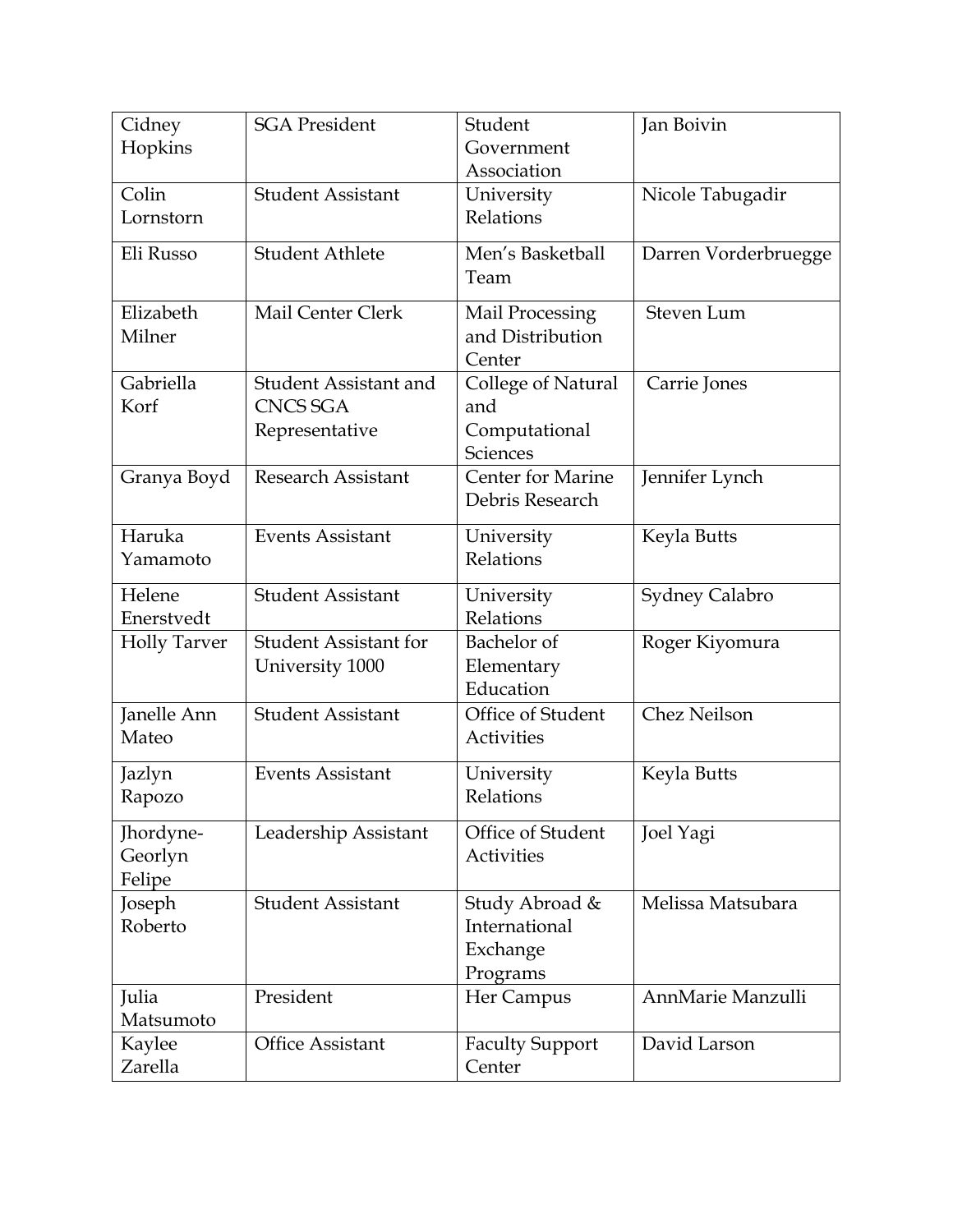| Cidney Hopkins | SGA President | Student Government Association | Jan Boivin |
|---|---|---|---|
| Colin Lornstorn | Student Assistant | University Relations | Nicole Tabugadir |
| Eli Russo | Student Athlete | Men's Basketball Team | Darren Vorderbruegge |
| Elizabeth Milner | Mail Center Clerk | Mail Processing and Distribution Center | Steven Lum |
| Gabriella Korf | Student Assistant and CNCS SGA Representative | College of Natural and Computational Sciences | Carrie Jones |
| Granya Boyd | Research Assistant | Center for Marine Debris Research | Jennifer Lynch |
| Haruka Yamamoto | Events Assistant | University Relations | Keyla Butts |
| Helene Enerstvedt | Student Assistant | University Relations | Sydney Calabro |
| Holly Tarver | Student Assistant for University 1000 | Bachelor of Elementary Education | Roger Kiyomura |
| Janelle Ann Mateo | Student Assistant | Office of Student Activities | Chez Neilson |
| Jazlyn Rapozo | Events Assistant | University Relations | Keyla Butts |
| Jhordyne-Georlyn Felipe | Leadership Assistant | Office of Student Activities | Joel Yagi |
| Joseph Roberto | Student Assistant | Study Abroad & International Exchange Programs | Melissa Matsubara |
| Julia Matsumoto | President | Her Campus | AnnMarie Manzulli |
| Kaylee Zarella | Office Assistant | Faculty Support Center | David Larson |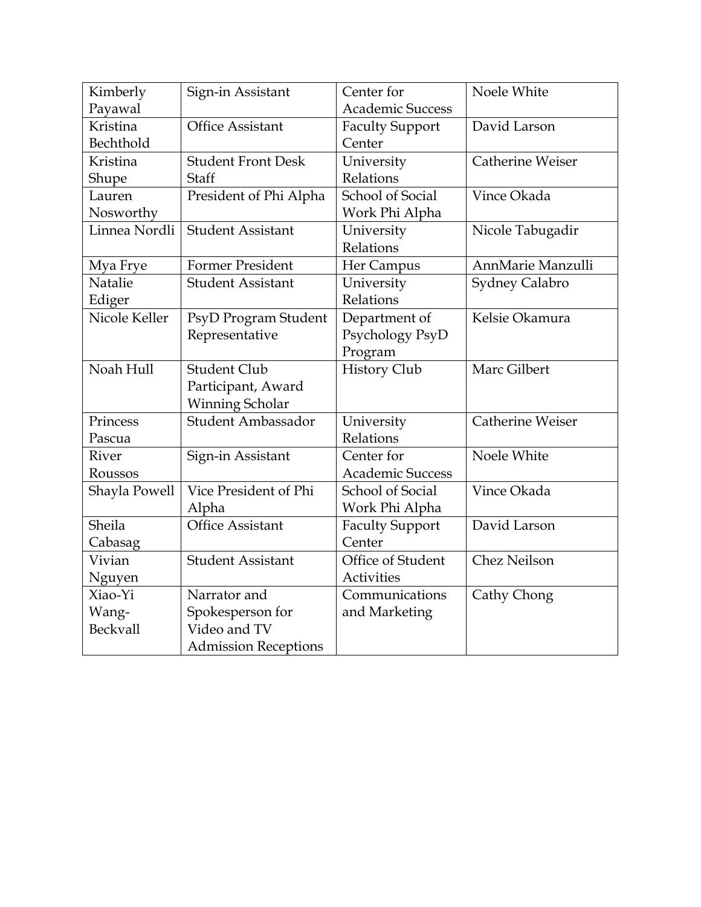| | | | |
|---|---|---|---|
| Kimberly Payawal | Sign-in Assistant | Center for Academic Success | Noele White |
| Kristina Bechthold | Office Assistant | Faculty Support Center | David Larson |
| Kristina Shupe | Student Front Desk Staff | University Relations | Catherine Weiser |
| Lauren Nosworthy | President of Phi Alpha | School of Social Work Phi Alpha | Vince Okada |
| Linnea Nordli | Student Assistant | University Relations | Nicole Tabugadir |
| Mya Frye | Former President | Her Campus | AnnMarie Manzulli |
| Natalie Ediger | Student Assistant | University Relations | Sydney Calabro |
| Nicole Keller | PsyD Program Student Representative | Department of Psychology PsyD Program | Kelsie Okamura |
| Noah Hull | Student Club Participant, Award Winning Scholar | History Club | Marc Gilbert |
| Princess Pascua | Student Ambassador | University Relations | Catherine Weiser |
| River Roussos | Sign-in Assistant | Center for Academic Success | Noele White |
| Shayla Powell | Vice President of Phi Alpha | School of Social Work Phi Alpha | Vince Okada |
| Sheila Cabasag | Office Assistant | Faculty Support Center | David Larson |
| Vivian Nguyen | Student Assistant | Office of Student Activities | Chez Neilson |
| Xiao-Yi Wang-Beckvall | Narrator and Spokesperson for Video and TV Admission Receptions | Communications and Marketing | Cathy Chong |